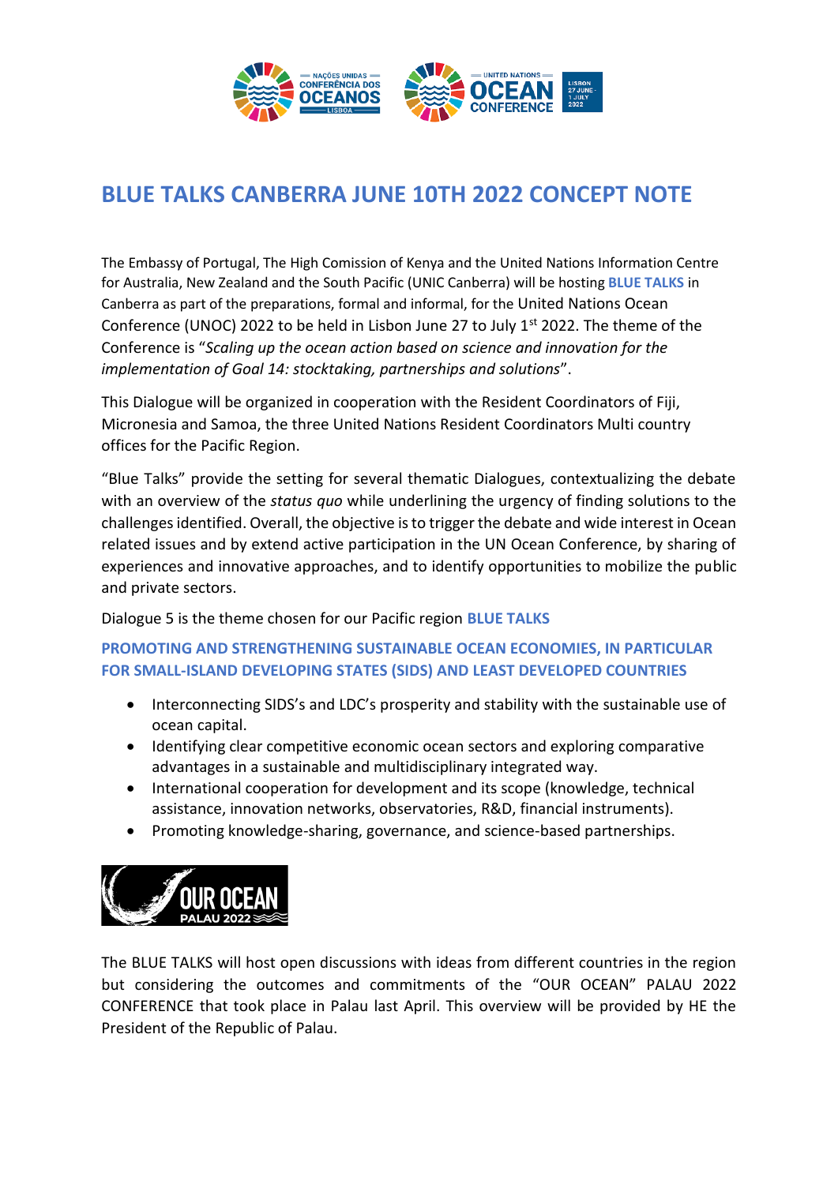# BLUE TALKS CANBERRA JUNE 10TH 2022 CONCEPT NOTE

The Embassy of Portugal, The High Comission of Kenya and the United Nations Information Centre for Australia, New Zealand and the South Pacific (UNIC Canberra) will be hosting **BLUE TALKS** in Canberra as part of the preparations, formal and informal, for the United Nations Ocean Conference (UNOC) 2022 to be held in Lisbon June 27 to July 1st 2022. The theme of the Conference is "*Scaling up the ocean action based on science and innovation for the implementation of Goal 14: stocktaking, partnerships and solutions*".

This Dialogue will be organized in cooperation with the Resident Coordinators of Fiji, Micronesia and Samoa, the three United Nations Resident Coordinators Multi country offices for the Pacific Region.

"Blue Talks" provide the setting for several thematic Dialogues, contextualizing the debate with an overview of the *status quo* while underlining the urgency of finding solutions to the challenges identified. Overall, the objective is to trigger the debate and wide interest in Ocean related issues and by extend active participation in the UN Ocean Conference, by sharing of experiences and innovative approaches, and to identify opportunities to mobilize the public and private sectors.

Dialogue 5 is the theme chosen for our Pacific region **BLUE TALKS**

### PROMOTING AND STRENGTHENING SUSTAINABLE OCEAN ECONOMIES, IN PARTICULAR FOR SMALL-ISLAND DEVELOPING STATES (SIDS) AND LEAST DEVELOPED COUNTRIES

- Interconnecting SIDS's and LDC's prosperity and stability with the sustainable use of ocean capital.
- Identifying clear competitive economic ocean sectors and exploring comparative advantages in a sustainable and multidisciplinary integrated way.
- International cooperation for development and its scope (knowledge, technical assistance, innovation networks, observatories, R&D, financial instruments).
- Promoting knowledge-sharing, governance, and science-based partnerships.

The BLUE TALKS will host open discussions with ideas from different countries in the region but considering the outcomes and commitments of the "OUR OCEAN" PALAU 2022 CONFERENCE that took place in Palau last April. This overview will be provided by HE the President of the Republic of Palau.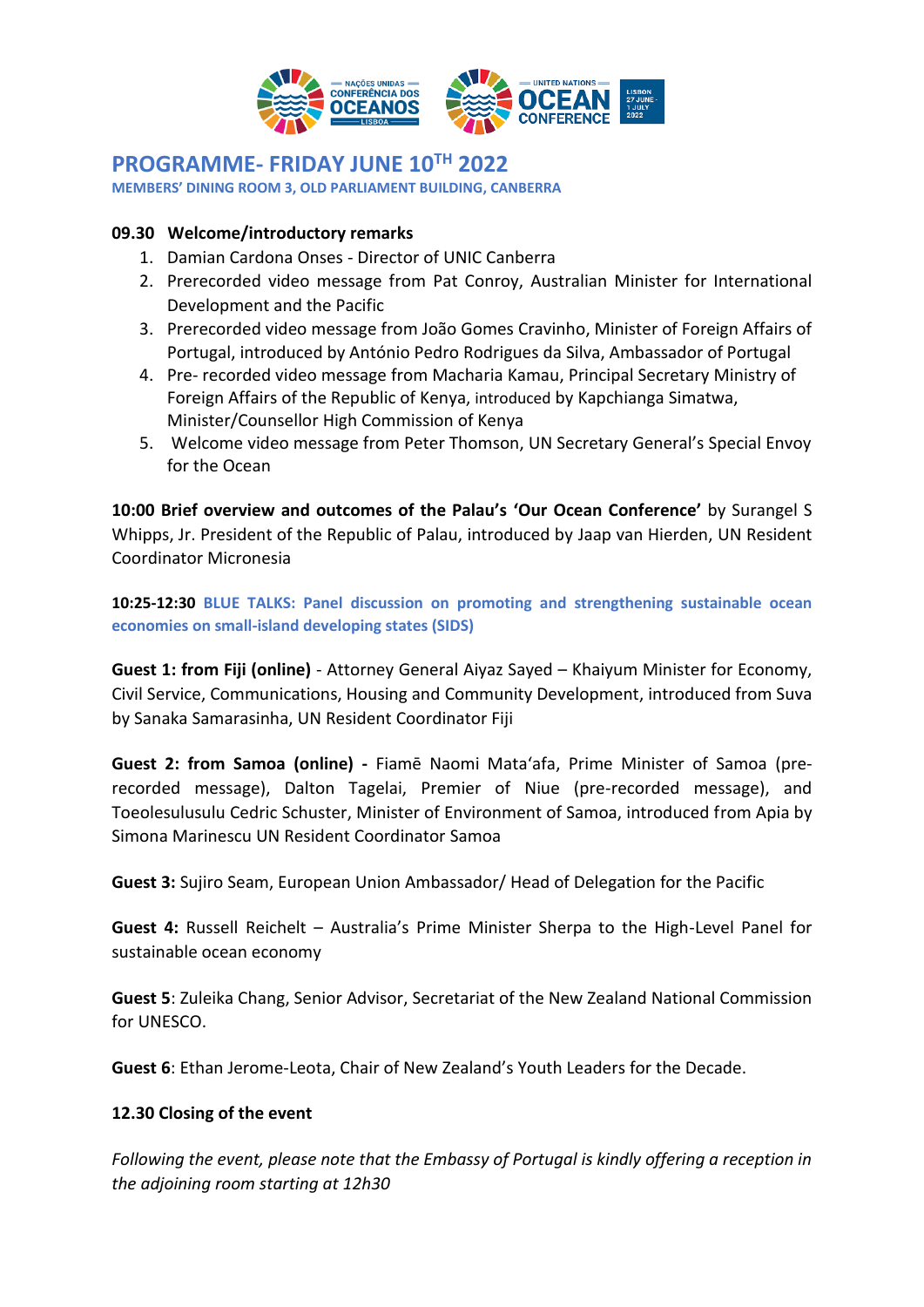# PROGRAMME- FRIDAY JUNE 10TH 2022

**MEMBERS' DINING ROOM 3, OLD PARLIAMENT BUILDING, CANBERRA**

**09.30 Welcome/introductory remarks**

1. Damian Cardona Onses - Director of UNIC Canberra
2. Prerecorded video message from Pat Conroy, Australian Minister for International Development and the Pacific
3. Prerecorded video message from João Gomes Cravinho, Minister of Foreign Affairs of Portugal, introduced by António Pedro Rodrigues da Silva, Ambassador of Portugal
4. Pre- recorded video message from Macharia Kamau, Principal Secretary Ministry of Foreign Affairs of the Republic of Kenya, introduced by Kapchianga Simatwa, Minister/Counsellor High Commission of Kenya
5. Welcome video message from Peter Thomson, UN Secretary General's Special Envoy for the Ocean

**10:00 Brief overview and outcomes of the Palau's 'Our Ocean Conference'** by Surangel S Whipps, Jr. President of the Republic of Palau, introduced by Jaap van Hierden, UN Resident Coordinator Micronesia

**10:25-12:30 BLUE TALKS: Panel discussion on promoting and strengthening sustainable ocean economies on small-island developing states (SIDS)**

**Guest 1: from Fiji (online)** - Attorney General Aiyaz Sayed – Khaiyum Minister for Economy, Civil Service, Communications, Housing and Community Development, introduced from Suva by Sanaka Samarasinha, UN Resident Coordinator Fiji

**Guest 2: from Samoa (online) -** Fiamē Naomi Mataʻafa, Prime Minister of Samoa (pre-recorded message), Dalton Tagelai, Premier of Niue (pre-recorded message), and Toeolesulusulu Cedric Schuster, Minister of Environment of Samoa, introduced from Apia by Simona Marinescu UN Resident Coordinator Samoa

**Guest 3:** Sujiro Seam, European Union Ambassador/ Head of Delegation for the Pacific

**Guest 4:** Russell Reichelt – Australia's Prime Minister Sherpa to the High-Level Panel for sustainable ocean economy

**Guest 5**: Zuleika Chang, Senior Advisor, Secretariat of the New Zealand National Commission for UNESCO.

**Guest 6**: Ethan Jerome-Leota, Chair of New Zealand's Youth Leaders for the Decade.

**12.30 Closing of the event**

*Following the event, please note that the Embassy of Portugal is kindly offering a reception in the adjoining room starting at 12h30*